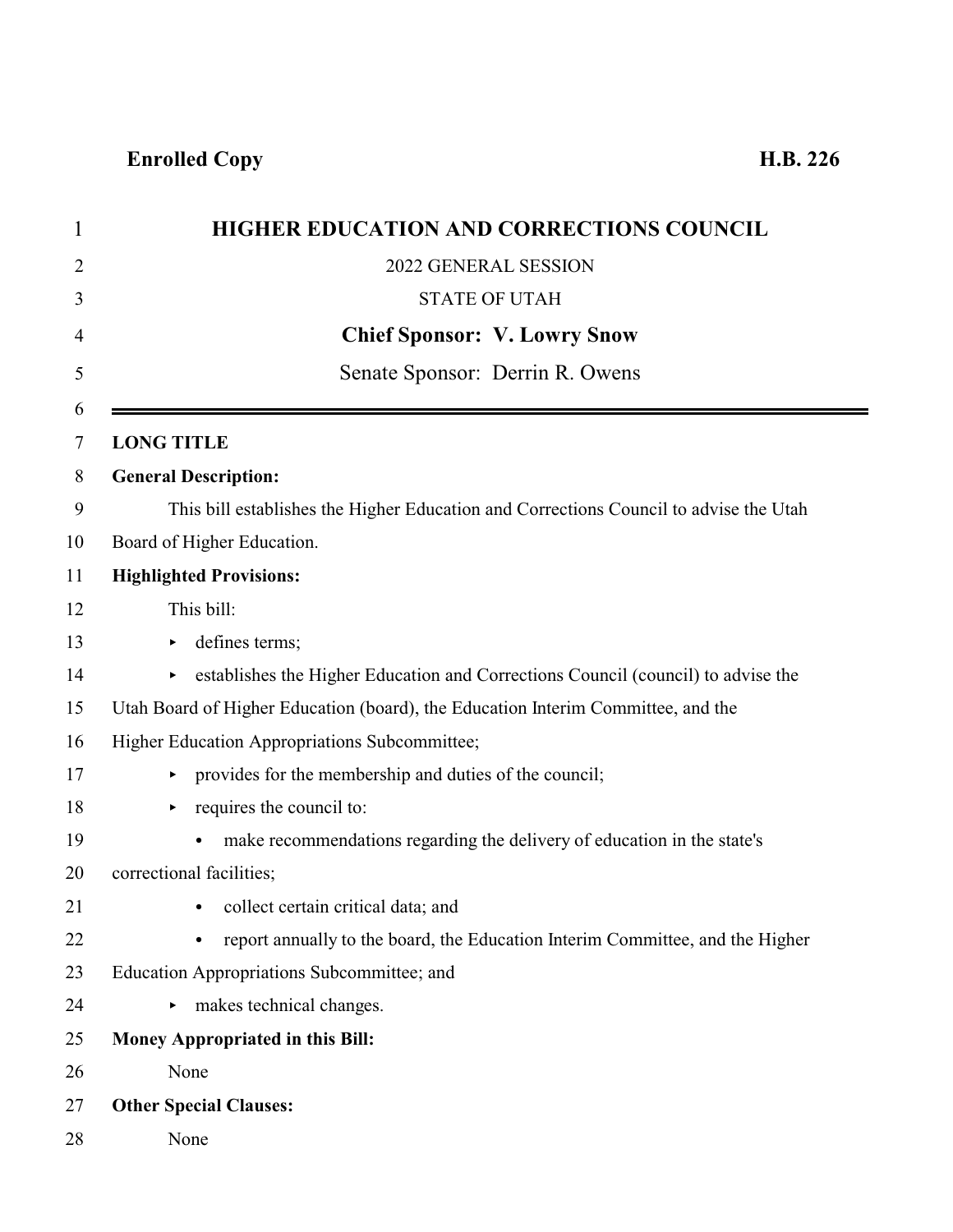**Enrolled Copy** **H.B. 226**

# HIGHER EDUCATION AND CORRECTIONS COUNCIL

2022 GENERAL SESSION

STATE OF UTAH

**Chief Sponsor: V. Lowry Snow**

Senate Sponsor: Derrin R. Owens

---

**LONG TITLE**

**General Description:**

This bill establishes the Higher Education and Corrections Council to advise the Utah Board of Higher Education.

**Highlighted Provisions:**

This bill:

- defines terms;
- establishes the Higher Education and Corrections Council (council) to advise the Utah Board of Higher Education (board), the Education Interim Committee, and the Higher Education Appropriations Subcommittee;
- provides for the membership and duties of the council;
- requires the council to:
  - make recommendations regarding the delivery of education in the state's correctional facilities;
  - collect certain critical data; and
  - report annually to the board, the Education Interim Committee, and the Higher Education Appropriations Subcommittee; and
- makes technical changes.

**Money Appropriated in this Bill:**

None

**Other Special Clauses:**

None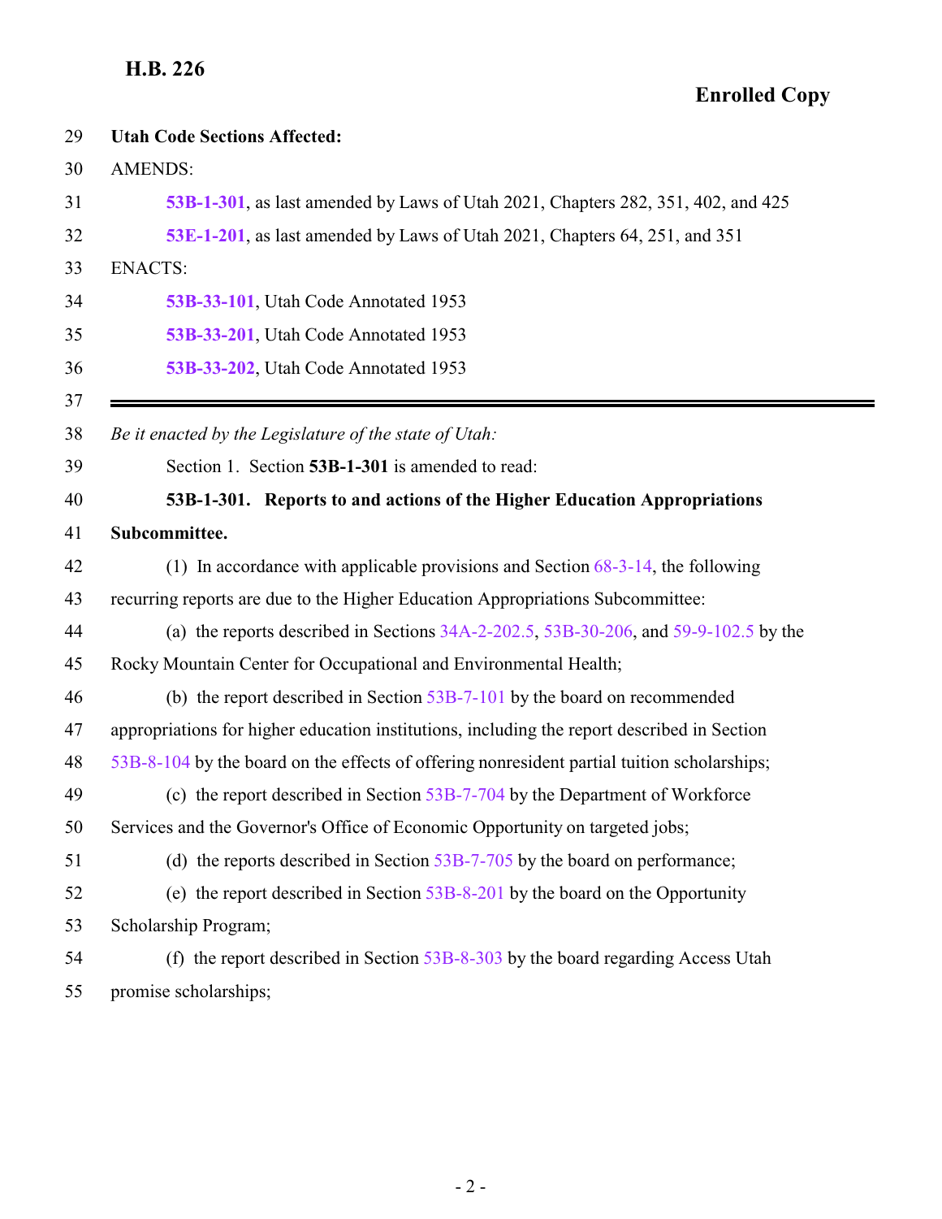**Utah Code Sections Affected:**

AMENDS:

**53B-1-301**, as last amended by Laws of Utah 2021, Chapters 282, 351, 402, and 425

**53E-1-201**, as last amended by Laws of Utah 2021, Chapters 64, 251, and 351

ENACTS:

**53B-33-101**, Utah Code Annotated 1953

**53B-33-201**, Utah Code Annotated 1953

**53B-33-202**, Utah Code Annotated 1953

---

*Be it enacted by the Legislature of the state of Utah:*

Section 1. Section **53B-1-301** is amended to read:

**53B-1-301. Reports to and actions of the Higher Education Appropriations Subcommittee.**

(1) In accordance with applicable provisions and Section 68-3-14, the following recurring reports are due to the Higher Education Appropriations Subcommittee:

(a) the reports described in Sections 34A-2-202.5, 53B-30-206, and 59-9-102.5 by the Rocky Mountain Center for Occupational and Environmental Health;

(b) the report described in Section 53B-7-101 by the board on recommended appropriations for higher education institutions, including the report described in Section 53B-8-104 by the board on the effects of offering nonresident partial tuition scholarships;

(c) the report described in Section 53B-7-704 by the Department of Workforce Services and the Governor's Office of Economic Opportunity on targeted jobs;

(d) the reports described in Section 53B-7-705 by the board on performance;

(e) the report described in Section 53B-8-201 by the board on the Opportunity Scholarship Program;

(f) the report described in Section 53B-8-303 by the board regarding Access Utah promise scholarships;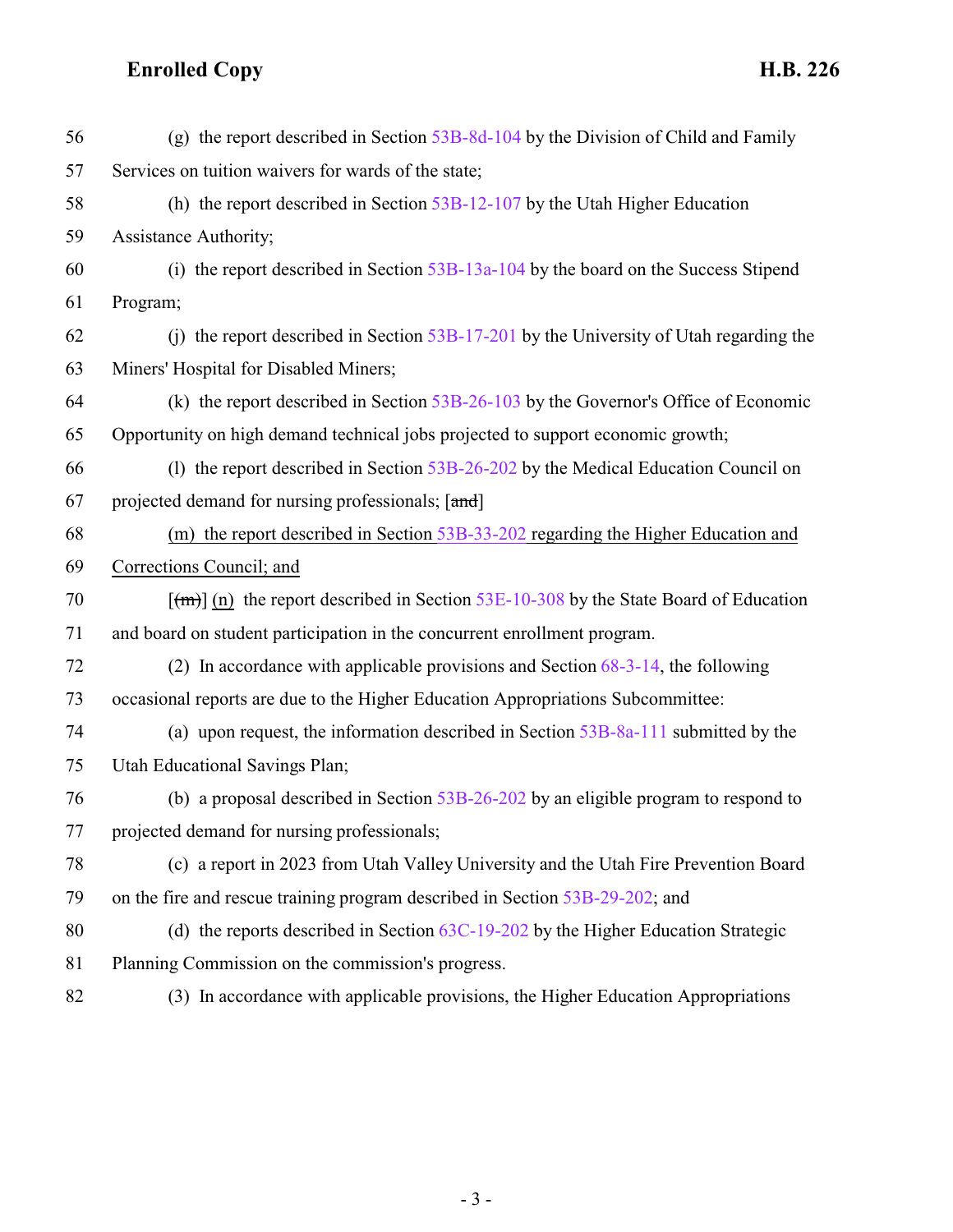(g) the report described in Section 53B-8d-104 by the Division of Child and Family Services on tuition waivers for wards of the state;

(h) the report described in Section 53B-12-107 by the Utah Higher Education Assistance Authority;

(i) the report described in Section 53B-13a-104 by the board on the Success Stipend Program;

(j) the report described in Section 53B-17-201 by the University of Utah regarding the Miners' Hospital for Disabled Miners;

(k) the report described in Section 53B-26-103 by the Governor's Office of Economic Opportunity on high demand technical jobs projected to support economic growth;

(l) the report described in Section 53B-26-202 by the Medical Education Council on projected demand for nursing professionals; [~~and~~]

<u>(m) the report described in Section 53B-33-202 regarding the Higher Education and Corrections Council; and</u>

[~~(m)~~] <u>(n)</u> the report described in Section 53E-10-308 by the State Board of Education and board on student participation in the concurrent enrollment program.

(2) In accordance with applicable provisions and Section 68-3-14, the following occasional reports are due to the Higher Education Appropriations Subcommittee:

(a) upon request, the information described in Section 53B-8a-111 submitted by the Utah Educational Savings Plan;

(b) a proposal described in Section 53B-26-202 by an eligible program to respond to projected demand for nursing professionals;

(c) a report in 2023 from Utah Valley University and the Utah Fire Prevention Board on the fire and rescue training program described in Section 53B-29-202; and

(d) the reports described in Section 63C-19-202 by the Higher Education Strategic Planning Commission on the commission's progress.

(3) In accordance with applicable provisions, the Higher Education Appropriations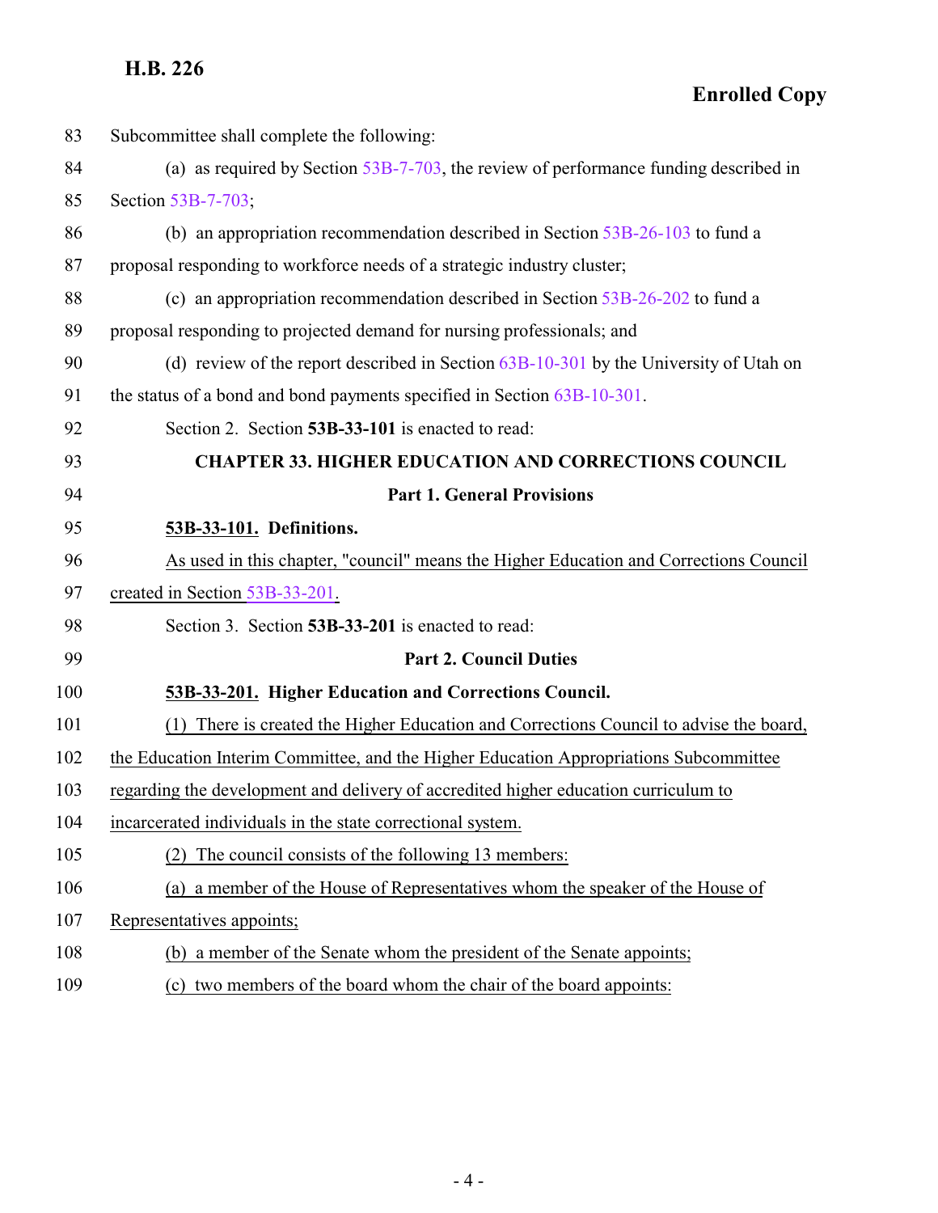Subcommittee shall complete the following:

(a) as required by Section 53B-7-703, the review of performance funding described in Section 53B-7-703;

(b) an appropriation recommendation described in Section 53B-26-103 to fund a proposal responding to workforce needs of a strategic industry cluster;

(c) an appropriation recommendation described in Section 53B-26-202 to fund a proposal responding to projected demand for nursing professionals; and

(d) review of the report described in Section 63B-10-301 by the University of Utah on the status of a bond and bond payments specified in Section 63B-10-301.

Section 2. Section **53B-33-101** is enacted to read:

## CHAPTER 33. HIGHER EDUCATION AND CORRECTIONS COUNCIL

### Part 1. General Provisions

**53B-33-101. Definitions.**

As used in this chapter, "council" means the Higher Education and Corrections Council created in Section 53B-33-201.

Section 3. Section **53B-33-201** is enacted to read:

### Part 2. Council Duties

**53B-33-201. Higher Education and Corrections Council.**

(1) There is created the Higher Education and Corrections Council to advise the board, the Education Interim Committee, and the Higher Education Appropriations Subcommittee regarding the development and delivery of accredited higher education curriculum to incarcerated individuals in the state correctional system.

(2) The council consists of the following 13 members:

(a) a member of the House of Representatives whom the speaker of the House of Representatives appoints;

(b) a member of the Senate whom the president of the Senate appoints;

(c) two members of the board whom the chair of the board appoints: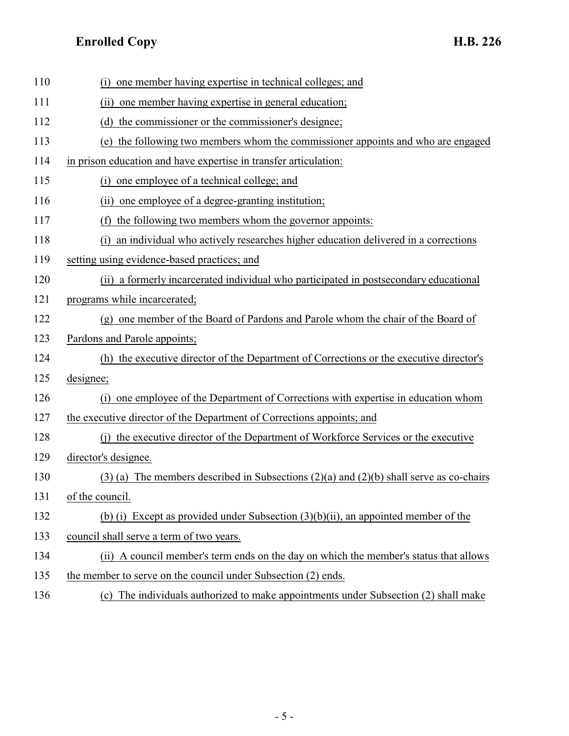110 (i) one member having expertise in technical colleges; and

111 (ii) one member having expertise in general education;

112 (d) the commissioner or the commissioner's designee;

113 (e) the following two members whom the commissioner appoints and who are engaged

114 in prison education and have expertise in transfer articulation:

115 (i) one employee of a technical college; and

116 (ii) one employee of a degree-granting institution;

117 (f) the following two members whom the governor appoints:

118 (i) an individual who actively researches higher education delivered in a corrections

119 setting using evidence-based practices; and

120 (ii) a formerly incarcerated individual who participated in postsecondary educational

121 programs while incarcerated;

122 (g) one member of the Board of Pardons and Parole whom the chair of the Board of

123 Pardons and Parole appoints;

124 (h) the executive director of the Department of Corrections or the executive director's

125 designee;

126 (i) one employee of the Department of Corrections with expertise in education whom

127 the executive director of the Department of Corrections appoints; and

128 (j) the executive director of the Department of Workforce Services or the executive

129 director's designee.

130 (3) (a) The members described in Subsections (2)(a) and (2)(b) shall serve as co-chairs

131 of the council.

132 (b) (i) Except as provided under Subsection (3)(b)(ii), an appointed member of the

133 council shall serve a term of two years.

134 (ii) A council member's term ends on the day on which the member's status that allows

135 the member to serve on the council under Subsection (2) ends.

136 (c) The individuals authorized to make appointments under Subsection (2) shall make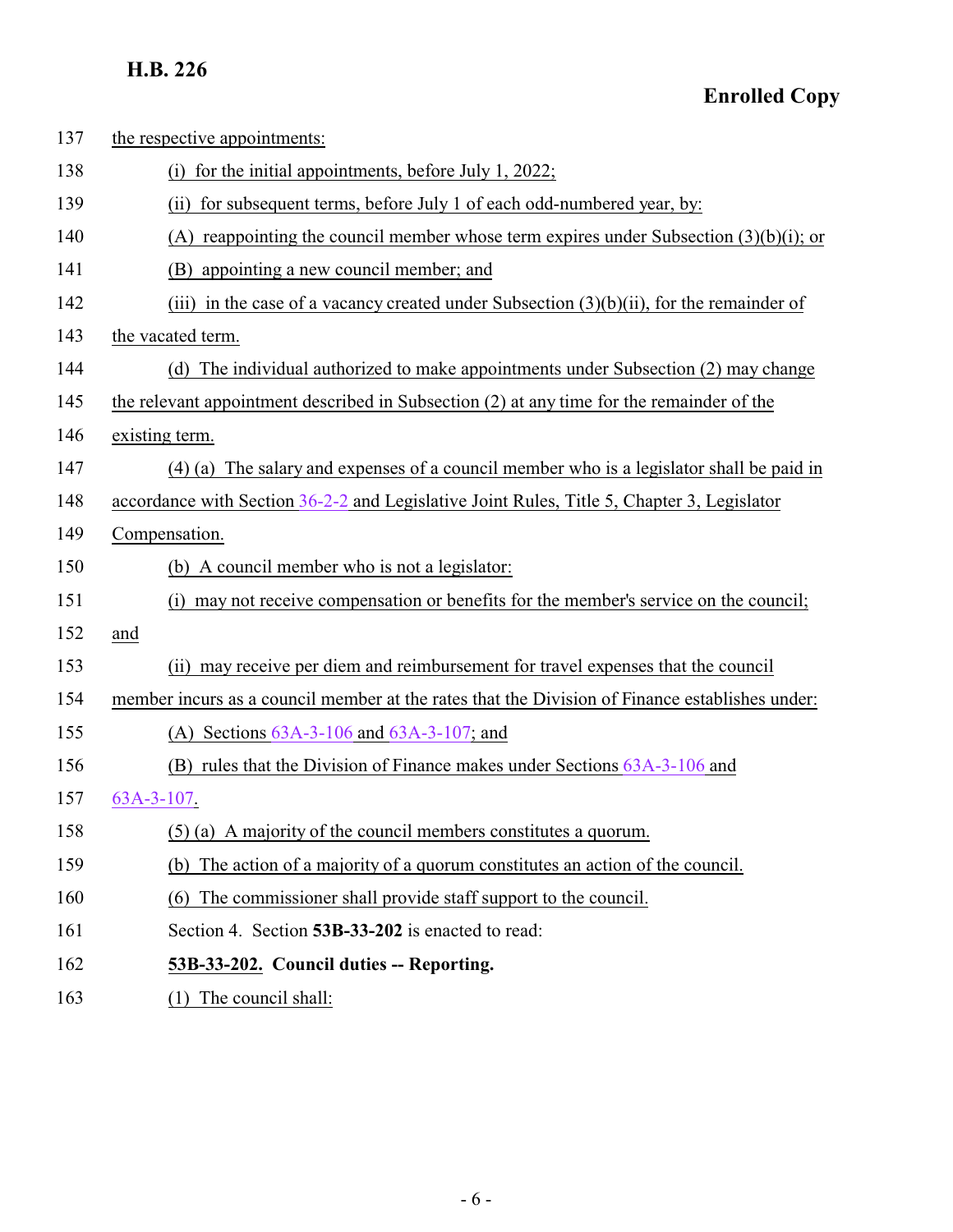137 the respective appointments:

138 (i) for the initial appointments, before July 1, 2022;

139 (ii) for subsequent terms, before July 1 of each odd-numbered year, by:

140 (A) reappointing the council member whose term expires under Subsection (3)(b)(i); or

141 (B) appointing a new council member; and

142 (iii) in the case of a vacancy created under Subsection (3)(b)(ii), for the remainder of

143 the vacated term.

144 (d) The individual authorized to make appointments under Subsection (2) may change

145 the relevant appointment described in Subsection (2) at any time for the remainder of the

146 existing term.

147 (4) (a) The salary and expenses of a council member who is a legislator shall be paid in

148 accordance with Section 36-2-2 and Legislative Joint Rules, Title 5, Chapter 3, Legislator

149 Compensation.

150 (b) A council member who is not a legislator:

151 (i) may not receive compensation or benefits for the member's service on the council;

152 and

153 (ii) may receive per diem and reimbursement for travel expenses that the council

154 member incurs as a council member at the rates that the Division of Finance establishes under:

155 (A) Sections 63A-3-106 and 63A-3-107; and

156 (B) rules that the Division of Finance makes under Sections 63A-3-106 and

157 63A-3-107.

158 (5) (a) A majority of the council members constitutes a quorum.

159 (b) The action of a majority of a quorum constitutes an action of the council.

160 (6) The commissioner shall provide staff support to the council.

161 Section 4. Section **53B-33-202** is enacted to read:

162 **53B-33-202. Council duties -- Reporting.**

163 (1) The council shall: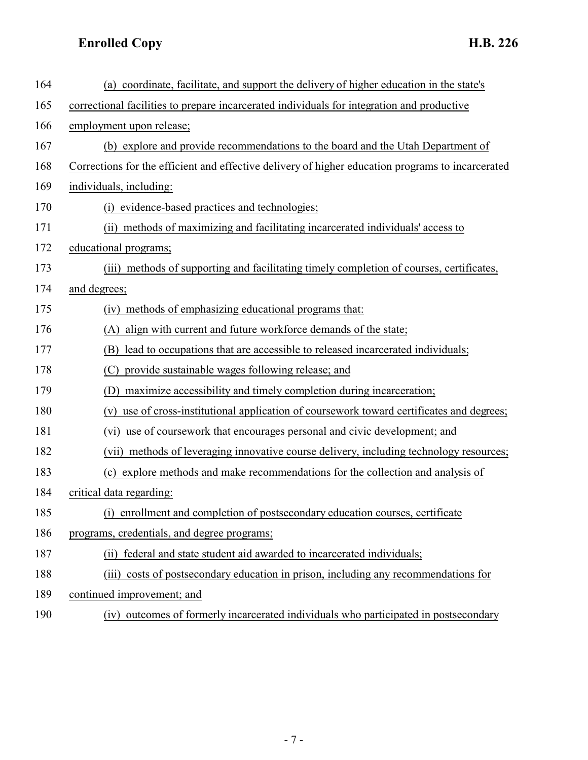(a) coordinate, facilitate, and support the delivery of higher education in the state's correctional facilities to prepare incarcerated individuals for integration and productive employment upon release;

(b) explore and provide recommendations to the board and the Utah Department of Corrections for the efficient and effective delivery of higher education programs to incarcerated individuals, including:

(i) evidence-based practices and technologies;

(ii) methods of maximizing and facilitating incarcerated individuals' access to educational programs;

(iii) methods of supporting and facilitating timely completion of courses, certificates, and degrees;

(iv) methods of emphasizing educational programs that:

(A) align with current and future workforce demands of the state;

(B) lead to occupations that are accessible to released incarcerated individuals;

(C) provide sustainable wages following release; and

(D) maximize accessibility and timely completion during incarceration;

(v) use of cross-institutional application of coursework toward certificates and degrees;

(vi) use of coursework that encourages personal and civic development; and

(vii) methods of leveraging innovative course delivery, including technology resources;

(c) explore methods and make recommendations for the collection and analysis of critical data regarding:

(i) enrollment and completion of postsecondary education courses, certificate programs, credentials, and degree programs;

(ii) federal and state student aid awarded to incarcerated individuals;

(iii) costs of postsecondary education in prison, including any recommendations for continued improvement; and

(iv) outcomes of formerly incarcerated individuals who participated in postsecondary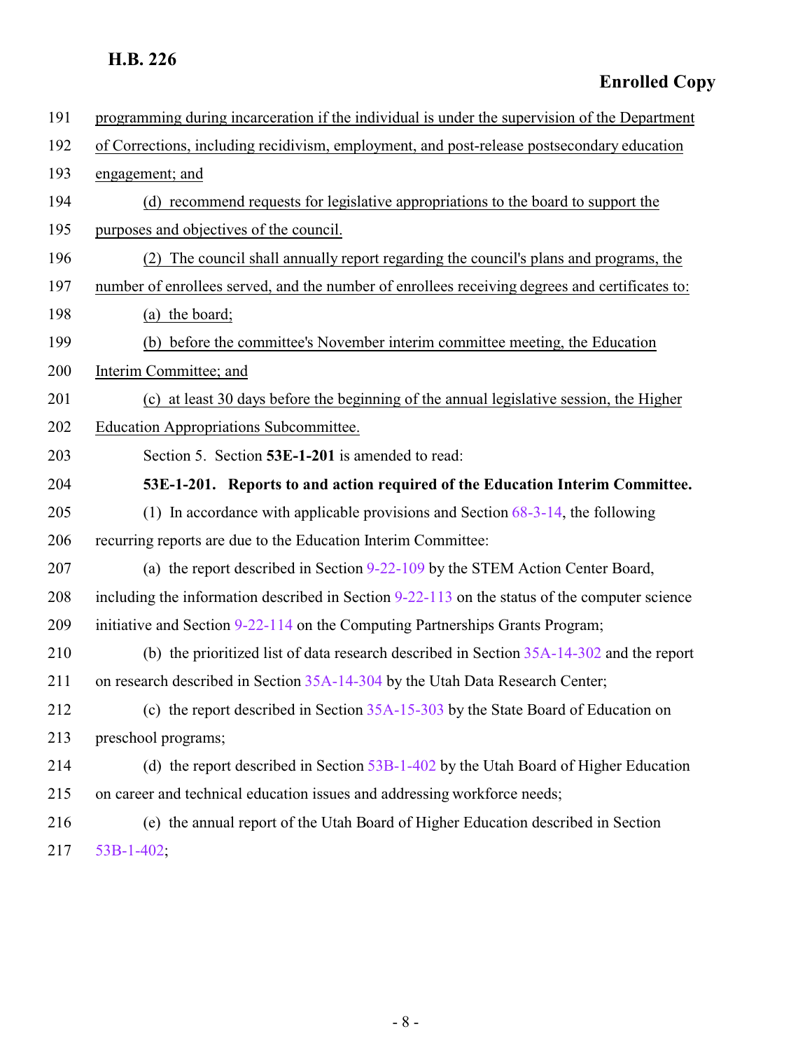programming during incarceration if the individual is under the supervision of the Department of Corrections, including recidivism, employment, and post-release postsecondary education engagement; and

(d) recommend requests for legislative appropriations to the board to support the purposes and objectives of the council.

(2) The council shall annually report regarding the council's plans and programs, the number of enrollees served, and the number of enrollees receiving degrees and certificates to:

(a) the board;

(b) before the committee's November interim committee meeting, the Education Interim Committee; and

(c) at least 30 days before the beginning of the annual legislative session, the Higher Education Appropriations Subcommittee.

Section 5. Section **53E-1-201** is amended to read:

**53E-1-201. Reports to and action required of the Education Interim Committee.**

(1) In accordance with applicable provisions and Section 68-3-14, the following recurring reports are due to the Education Interim Committee:

(a) the report described in Section 9-22-109 by the STEM Action Center Board, including the information described in Section 9-22-113 on the status of the computer science initiative and Section 9-22-114 on the Computing Partnerships Grants Program;

(b) the prioritized list of data research described in Section 35A-14-302 and the report on research described in Section 35A-14-304 by the Utah Data Research Center;

(c) the report described in Section 35A-15-303 by the State Board of Education on preschool programs;

(d) the report described in Section 53B-1-402 by the Utah Board of Higher Education on career and technical education issues and addressing workforce needs;

(e) the annual report of the Utah Board of Higher Education described in Section 53B-1-402;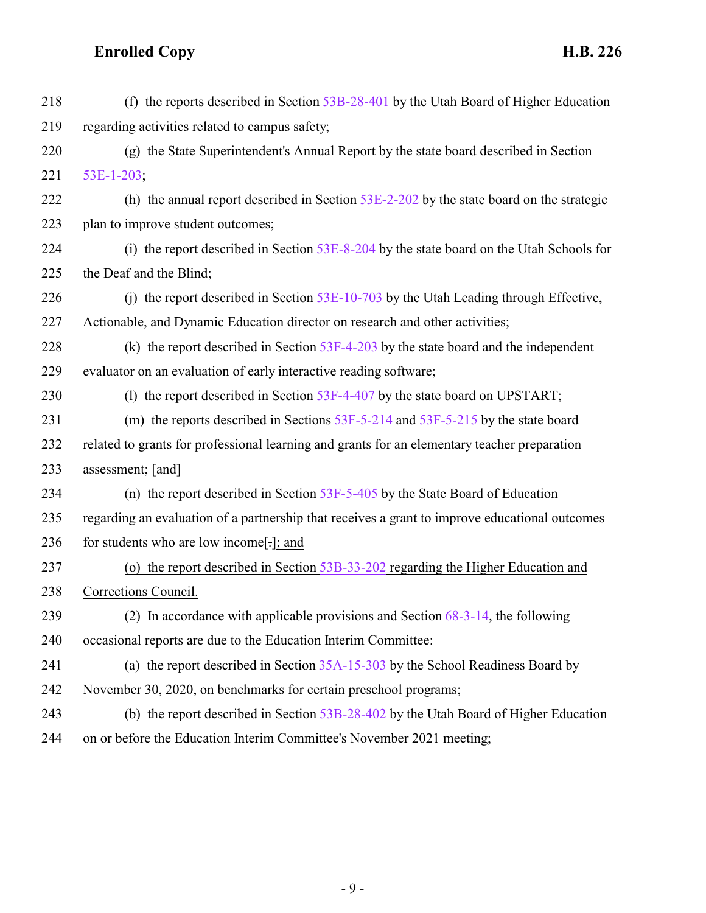(f) the reports described in Section 53B-28-401 by the Utah Board of Higher Education regarding activities related to campus safety;

(g) the State Superintendent's Annual Report by the state board described in Section 53E-1-203;

(h) the annual report described in Section 53E-2-202 by the state board on the strategic plan to improve student outcomes;

(i) the report described in Section 53E-8-204 by the state board on the Utah Schools for the Deaf and the Blind;

(j) the report described in Section 53E-10-703 by the Utah Leading through Effective, Actionable, and Dynamic Education director on research and other activities;

(k) the report described in Section 53F-4-203 by the state board and the independent evaluator on an evaluation of early interactive reading software;

(l) the report described in Section 53F-4-407 by the state board on UPSTART;

(m) the reports described in Sections 53F-5-214 and 53F-5-215 by the state board related to grants for professional learning and grants for an elementary teacher preparation assessment; [~~and~~]

(n) the report described in Section 53F-5-405 by the State Board of Education regarding an evaluation of a partnership that receives a grant to improve educational outcomes for students who are low income[~~.~~]<u>; and</u>

<u>(o) the report described in Section 53B-33-202 regarding the Higher Education and Corrections Council.</u>

(2) In accordance with applicable provisions and Section 68-3-14, the following occasional reports are due to the Education Interim Committee:

(a) the report described in Section 35A-15-303 by the School Readiness Board by November 30, 2020, on benchmarks for certain preschool programs;

(b) the report described in Section 53B-28-402 by the Utah Board of Higher Education on or before the Education Interim Committee's November 2021 meeting;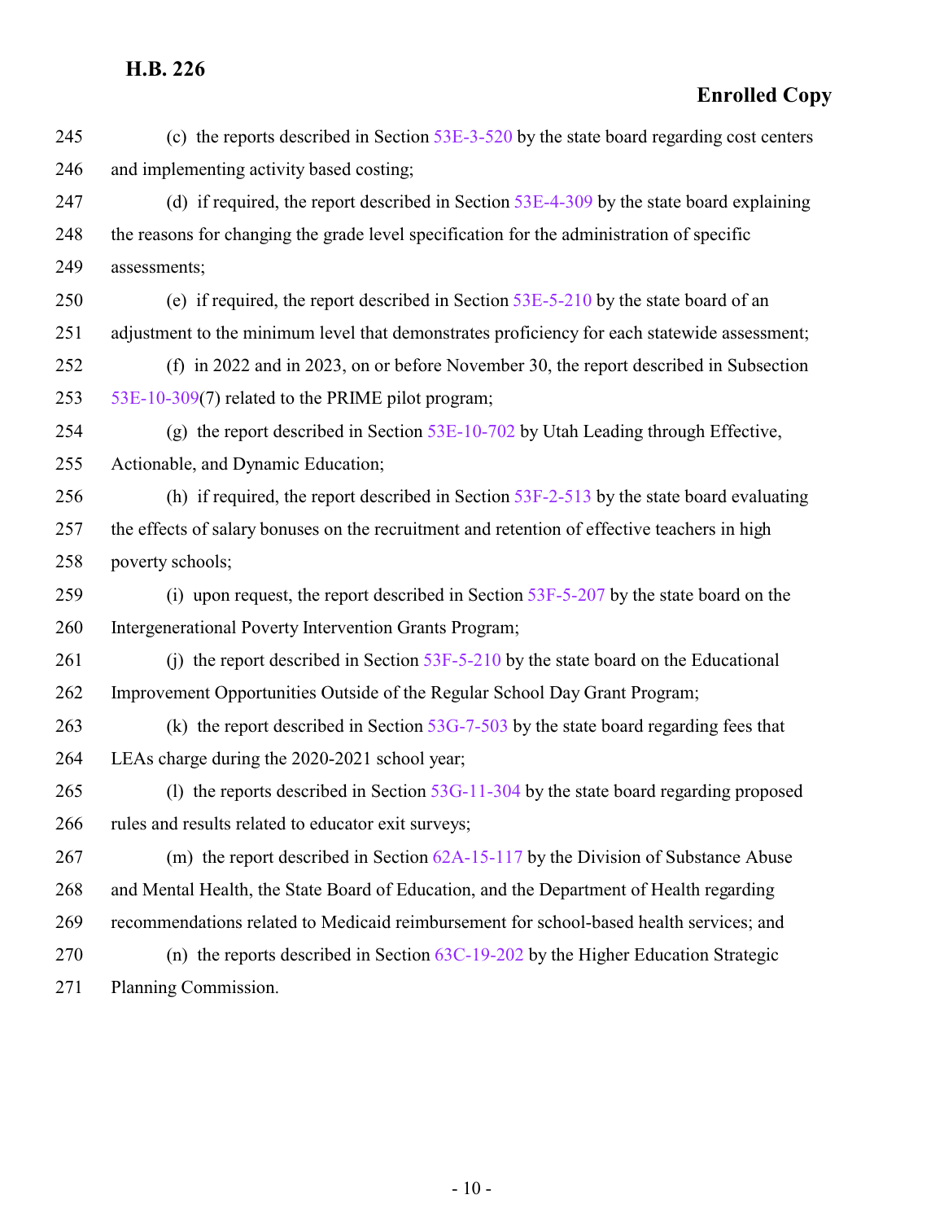(c) the reports described in Section 53E-3-520 by the state board regarding cost centers and implementing activity based costing;

(d) if required, the report described in Section 53E-4-309 by the state board explaining the reasons for changing the grade level specification for the administration of specific assessments;

(e) if required, the report described in Section 53E-5-210 by the state board of an adjustment to the minimum level that demonstrates proficiency for each statewide assessment;

(f) in 2022 and in 2023, on or before November 30, the report described in Subsection 53E-10-309(7) related to the PRIME pilot program;

(g) the report described in Section 53E-10-702 by Utah Leading through Effective, Actionable, and Dynamic Education;

(h) if required, the report described in Section 53F-2-513 by the state board evaluating the effects of salary bonuses on the recruitment and retention of effective teachers in high poverty schools;

(i) upon request, the report described in Section 53F-5-207 by the state board on the Intergenerational Poverty Intervention Grants Program;

(j) the report described in Section 53F-5-210 by the state board on the Educational Improvement Opportunities Outside of the Regular School Day Grant Program;

(k) the report described in Section 53G-7-503 by the state board regarding fees that LEAs charge during the 2020-2021 school year;

(l) the reports described in Section 53G-11-304 by the state board regarding proposed rules and results related to educator exit surveys;

(m) the report described in Section 62A-15-117 by the Division of Substance Abuse and Mental Health, the State Board of Education, and the Department of Health regarding recommendations related to Medicaid reimbursement for school-based health services; and

(n) the reports described in Section 63C-19-202 by the Higher Education Strategic Planning Commission.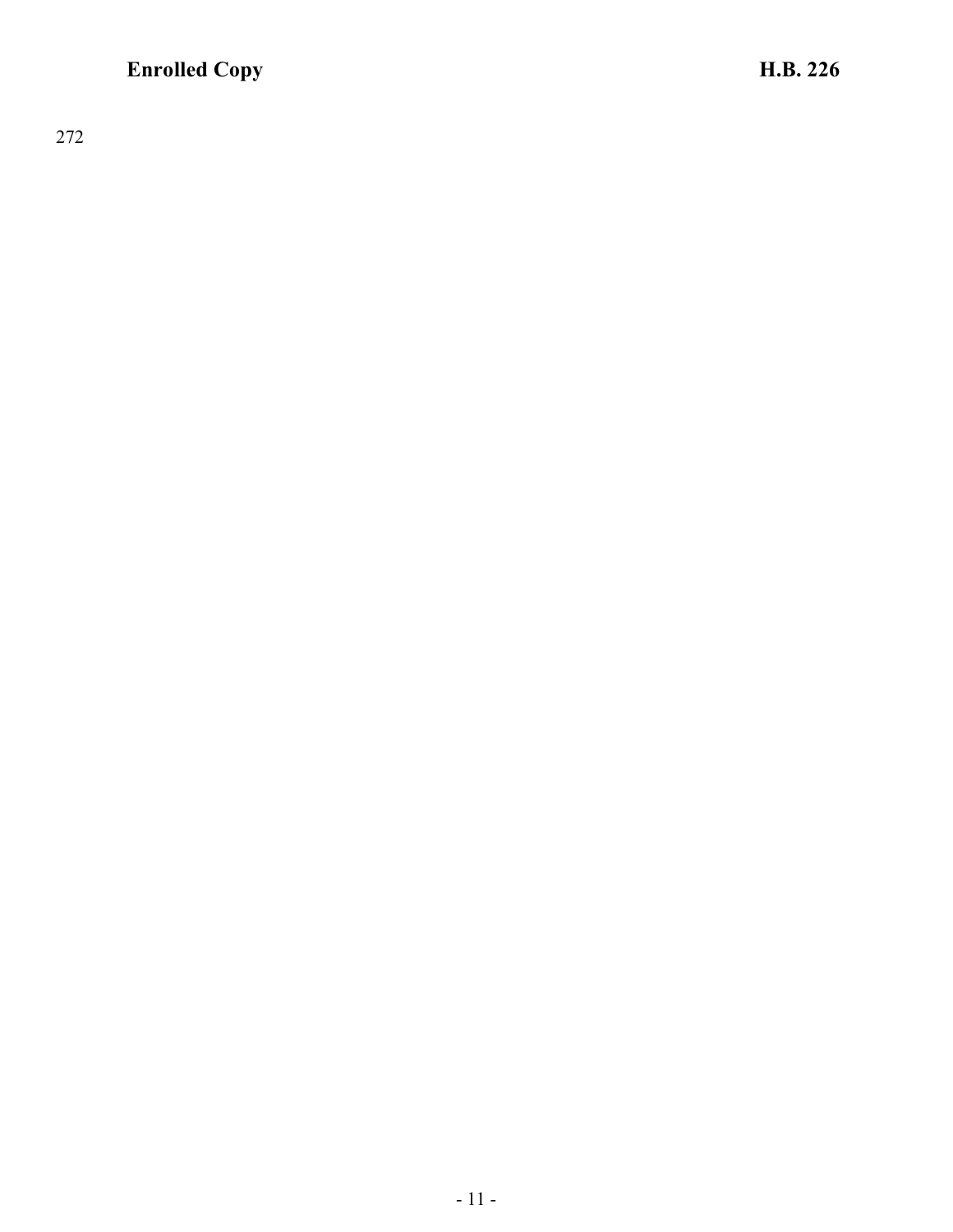272